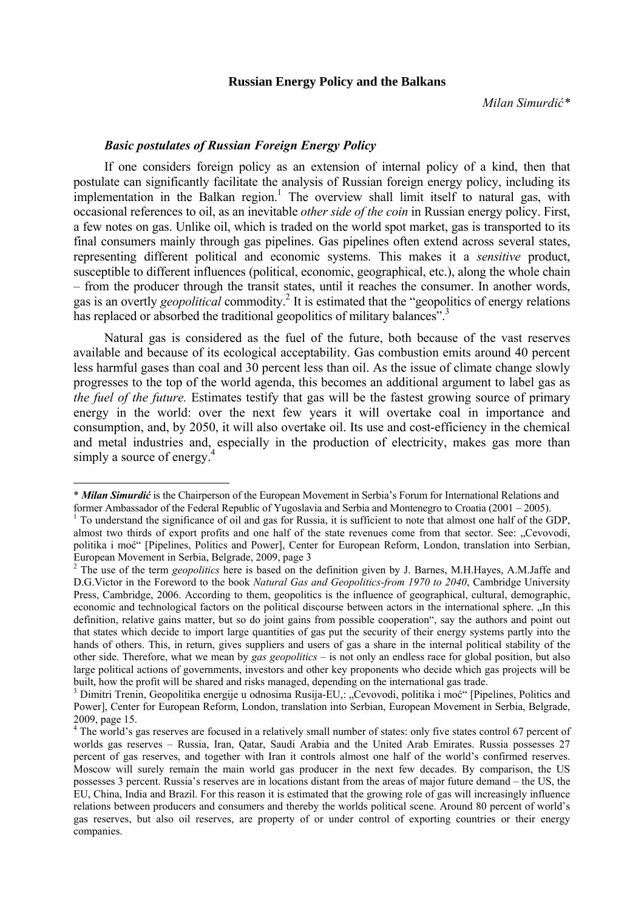# Russian Energy Policy and the Balkans

*Milan Simurdić\**

### *Basic postulates of Russian Foreign Energy Policy*

If one considers foreign policy as an extension of internal policy of a kind, then that postulate can significantly facilitate the analysis of Russian foreign energy policy, including its implementation in the Balkan region.[1] The overview shall limit itself to natural gas, with occasional references to oil, as an inevitable *other side of the coin* in Russian energy policy. First, a few notes on gas. Unlike oil, which is traded on the world spot market, gas is transported to its final consumers mainly through gas pipelines. Gas pipelines often extend across several states, representing different political and economic systems. This makes it a *sensitive* product, susceptible to different influences (political, economic, geographical, etc.), along the whole chain – from the producer through the transit states, until it reaches the consumer. In another words, gas is an overtly *geopolitical* commodity.[2] It is estimated that the "geopolitics of energy relations has replaced or absorbed the traditional geopolitics of military balances".[3]

Natural gas is considered as the fuel of the future, both because of the vast reserves available and because of its ecological acceptability. Gas combustion emits around 40 percent less harmful gases than coal and 30 percent less than oil. As the issue of climate change slowly progresses to the top of the world agenda, this becomes an additional argument to label gas as *the fuel of the future.* Estimates testify that gas will be the fastest growing source of primary energy in the world: over the next few years it will overtake coal in importance and consumption, and, by 2050, it will also overtake oil. Its use and cost-efficiency in the chemical and metal industries and, especially in the production of electricity, makes gas more than simply a source of energy.[4]

---

\* ***Milan Simurdić*** is the Chairperson of the European Movement in Serbia's Forum for International Relations and former Ambassador of the Federal Republic of Yugoslavia and Serbia and Montenegro to Croatia (2001 – 2005).

[1] To understand the significance of oil and gas for Russia, it is sufficient to note that almost one half of the GDP, almost two thirds of export profits and one half of the state revenues come from that sector. See: „Cevovodi, politika i moć" [Pipelines, Politics and Power], Center for European Reform, London, translation into Serbian, European Movement in Serbia, Belgrade, 2009, page 3

[2] The use of the term *geopolitics* here is based on the definition given by J. Barnes, M.H.Hayes, A.M.Jaffe and D.G.Victor in the Foreword to the book *Natural Gas and Geopolitics-from 1970 to 2040*, Cambridge University Press, Cambridge, 2006. According to them, geopolitics is the influence of geographical, cultural, demographic, economic and technological factors on the political discourse between actors in the international sphere. „In this definition, relative gains matter, but so do joint gains from possible cooperation", say the authors and point out that states which decide to import large quantities of gas put the security of their energy systems partly into the hands of others. This, in return, gives suppliers and users of gas a share in the internal political stability of the other side. Therefore, what we mean by *gas geopolitics* – is not only an endless race for global position, but also large political actions of governments, investors and other key proponents who decide which gas projects will be built, how the profit will be shared and risks managed, depending on the international gas trade.

[3] Dimitri Trenin, Geopolitika energije u odnosima Rusija-EU,: „Cevovodi, politika i moć" [Pipelines, Politics and Power], Center for European Reform, London, translation into Serbian, European Movement in Serbia, Belgrade, 2009, page 15.

[4] The world's gas reserves are focused in a relatively small number of states: only five states control 67 percent of worlds gas reserves – Russia, Iran, Qatar, Saudi Arabia and the United Arab Emirates. Russia possesses 27 percent of gas reserves, and together with Iran it controls almost one half of the world's confirmed reserves. Moscow will surely remain the main world gas producer in the next few decades. By comparison, the US possesses 3 percent. Russia's reserves are in locations distant from the areas of major future demand – the US, the EU, China, India and Brazil. For this reason it is estimated that the growing role of gas will increasingly influence relations between producers and consumers and thereby the worlds political scene. Around 80 percent of world's gas reserves, but also oil reserves, are property of or under control of exporting countries or their energy companies.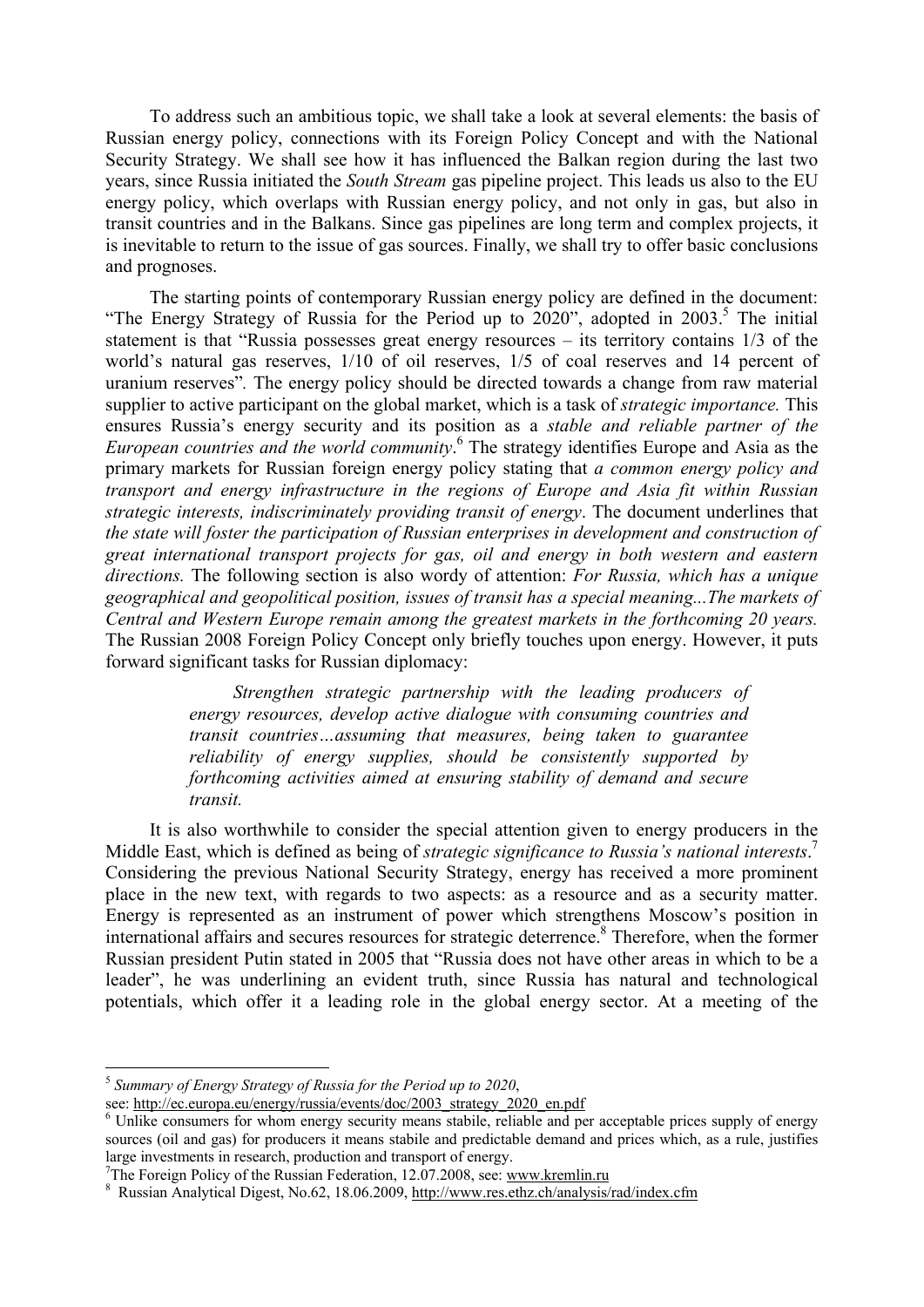To address such an ambitious topic, we shall take a look at several elements: the basis of Russian energy policy, connections with its Foreign Policy Concept and with the National Security Strategy. We shall see how it has influenced the Balkan region during the last two years, since Russia initiated the *South Stream* gas pipeline project. This leads us also to the EU energy policy, which overlaps with Russian energy policy, and not only in gas, but also in transit countries and in the Balkans. Since gas pipelines are long term and complex projects, it is inevitable to return to the issue of gas sources. Finally, we shall try to offer basic conclusions and prognoses.

The starting points of contemporary Russian energy policy are defined in the document: "The Energy Strategy of Russia for the Period up to 2020", adopted in 2003.[5] The initial statement is that "Russia possesses great energy resources – its territory contains 1/3 of the world's natural gas reserves, 1/10 of oil reserves, 1/5 of coal reserves and 14 percent of uranium reserves". The energy policy should be directed towards a change from raw material supplier to active participant on the global market, which is a task of *strategic importance.* This ensures Russia's energy security and its position as a *stable and reliable partner of the European countries and the world community*.[6] The strategy identifies Europe and Asia as the primary markets for Russian foreign energy policy stating that *a common energy policy and transport and energy infrastructure in the regions of Europe and Asia fit within Russian strategic interests, indiscriminately providing transit of energy*. The document underlines that *the state will foster the participation of Russian enterprises in development and construction of great international transport projects for gas, oil and energy in both western and eastern directions.* The following section is also wordy of attention: *For Russia, which has a unique geographical and geopolitical position, issues of transit has a special meaning...The markets of Central and Western Europe remain among the greatest markets in the forthcoming 20 years.* The Russian 2008 Foreign Policy Concept only briefly touches upon energy. However, it puts forward significant tasks for Russian diplomacy:

> *Strengthen strategic partnership with the leading producers of energy resources, develop active dialogue with consuming countries and transit countries…assuming that measures, being taken to guarantee reliability of energy supplies, should be consistently supported by forthcoming activities aimed at ensuring stability of demand and secure transit.*

It is also worthwhile to consider the special attention given to energy producers in the Middle East, which is defined as being of *strategic significance to Russia's national interests*.[7] Considering the previous National Security Strategy, energy has received a more prominent place in the new text, with regards to two aspects: as a resource and as a security matter. Energy is represented as an instrument of power which strengthens Moscow's position in international affairs and secures resources for strategic deterrence.[8] Therefore, when the former Russian president Putin stated in 2005 that "Russia does not have other areas in which to be a leader", he was underlining an evident truth, since Russia has natural and technological potentials, which offer it a leading role in the global energy sector. At a meeting of the

---

[5] *Summary of Energy Strategy of Russia for the Period up to 2020*, see: http://ec.europa.eu/energy/russia/events/doc/2003_strategy_2020_en.pdf

[6] Unlike consumers for whom energy security means stabile, reliable and per acceptable prices supply of energy sources (oil and gas) for producers it means stabile and predictable demand and prices which, as a rule, justifies large investments in research, production and transport of energy.

[7] The Foreign Policy of the Russian Federation, 12.07.2008, see: www.kremlin.ru

[8] Russian Analytical Digest, No.62, 18.06.2009, http://www.res.ethz.ch/analysis/rad/index.cfm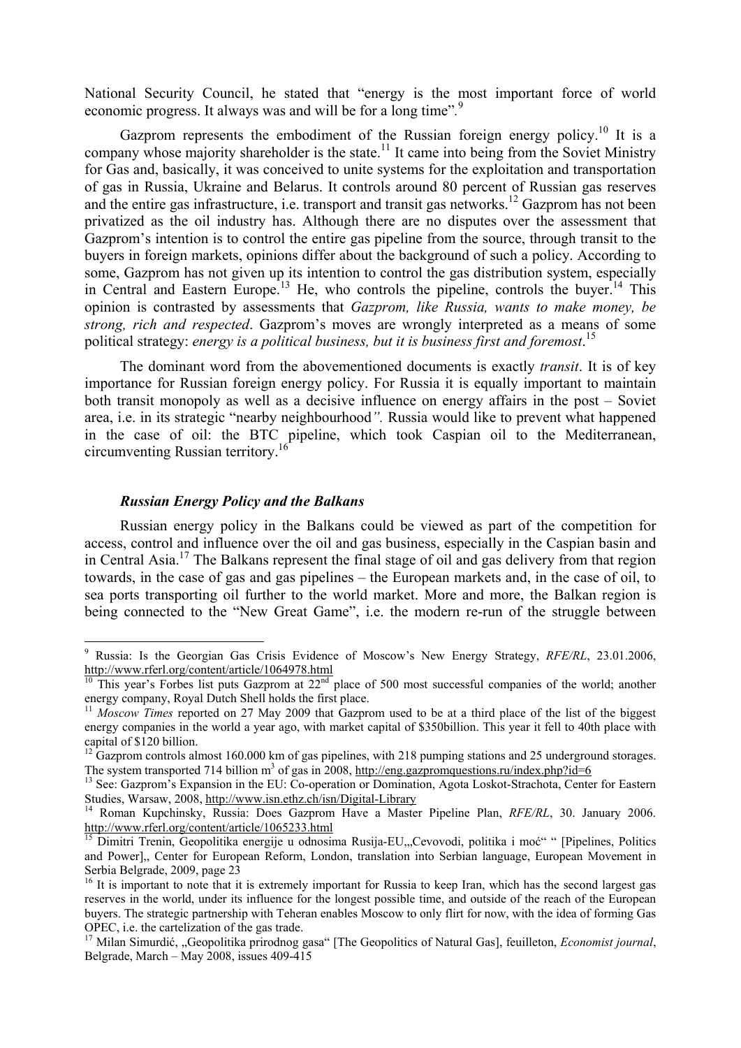National Security Council, he stated that "energy is the most important force of world economic progress. It always was and will be for a long time".[9]

Gazprom represents the embodiment of the Russian foreign energy policy.[10] It is a company whose majority shareholder is the state.[11] It came into being from the Soviet Ministry for Gas and, basically, it was conceived to unite systems for the exploitation and transportation of gas in Russia, Ukraine and Belarus. It controls around 80 percent of Russian gas reserves and the entire gas infrastructure, i.e. transport and transit gas networks.[12] Gazprom has not been privatized as the oil industry has. Although there are no disputes over the assessment that Gazprom's intention is to control the entire gas pipeline from the source, through transit to the buyers in foreign markets, opinions differ about the background of such a policy. According to some, Gazprom has not given up its intention to control the gas distribution system, especially in Central and Eastern Europe.[13] He, who controls the pipeline, controls the buyer.[14] This opinion is contrasted by assessments that *Gazprom, like Russia, wants to make money, be strong, rich and respected*. Gazprom's moves are wrongly interpreted as a means of some political strategy: *energy is a political business, but it is business first and foremost*.[15]

The dominant word from the abovementioned documents is exactly *transit*. It is of key importance for Russian foreign energy policy. For Russia it is equally important to maintain both transit monopoly as well as a decisive influence on energy affairs in the post – Soviet area, i.e. in its strategic "nearby neighbourhood*".* Russia would like to prevent what happened in the case of oil: the BTC pipeline, which took Caspian oil to the Mediterranean, circumventing Russian territory.[16]

### *Russian Energy Policy and the Balkans*

Russian energy policy in the Balkans could be viewed as part of the competition for access, control and influence over the oil and gas business, especially in the Caspian basin and in Central Asia.[17] The Balkans represent the final stage of oil and gas delivery from that region towards, in the case of gas and gas pipelines – the European markets and, in the case of oil, to sea ports transporting oil further to the world market. More and more, the Balkan region is being connected to the "New Great Game", i.e. the modern re-run of the struggle between

---

[9] Russia: Is the Georgian Gas Crisis Evidence of Moscow's New Energy Strategy, *RFE/RL*, 23.01.2006, http://www.rferl.org/content/article/1064978.html

[10] This year's Forbes list puts Gazprom at 22[nd] place of 500 most successful companies of the world; another energy company, Royal Dutch Shell holds the first place.

[11] *Moscow Times* reported on 27 May 2009 that Gazprom used to be at a third place of the list of the biggest energy companies in the world a year ago, with market capital of $350billion. This year it fell to 40th place with capital of $120 billion.

[12] Gazprom controls almost 160.000 km of gas pipelines, with 218 pumping stations and 25 underground storages. The system transported 714 billion $m^3$ of gas in 2008, http://eng.gazpromquestions.ru/index.php?id=6

[13] See: Gazprom's Expansion in the EU: Co-operation or Domination, Agota Loskot-Strachota, Center for Eastern Studies, Warsaw, 2008, http://www.isn.ethz.ch/isn/Digital-Library

[14] Roman Kupchinsky, Russia: Does Gazprom Have a Master Pipeline Plan, *RFE/RL*, 30. January 2006. http://www.rferl.org/content/article/1065233.html

[15] Dimitri Trenin, Geopolitika energije u odnosima Rusija-EU,„Cevovodi, politika i moć" " [Pipelines, Politics and Power],, Center for European Reform, London, translation into Serbian language, European Movement in Serbia Belgrade, 2009, page 23

[16] It is important to note that it is extremely important for Russia to keep Iran, which has the second largest gas reserves in the world, under its influence for the longest possible time, and outside of the reach of the European buyers. The strategic partnership with Teheran enables Moscow to only flirt for now, with the idea of forming Gas OPEC, i.e. the cartelization of the gas trade.

[17] Milan Simurdić, „Geopolitika prirodnog gasa" [The Geopolitics of Natural Gas], feuilleton, *Economist journal*, Belgrade, March – May 2008, issues 409-415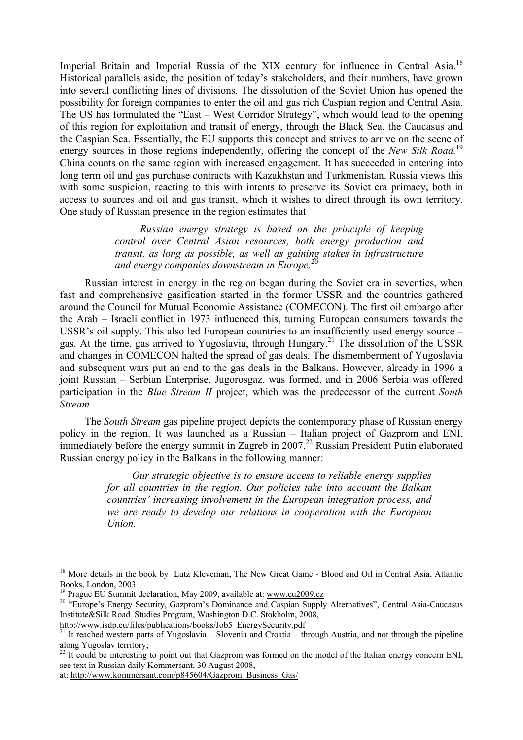Imperial Britain and Imperial Russia of the XIX century for influence in Central Asia.[18] Historical parallels aside, the position of today's stakeholders, and their numbers, have grown into several conflicting lines of divisions. The dissolution of the Soviet Union has opened the possibility for foreign companies to enter the oil and gas rich Caspian region and Central Asia. The US has formulated the "East – West Corridor Strategy", which would lead to the opening of this region for exploitation and transit of energy, through the Black Sea, the Caucasus and the Caspian Sea. Essentially, the EU supports this concept and strives to arrive on the scene of energy sources in those regions independently, offering the concept of the *New Silk Road.*[19] China counts on the same region with increased engagement. It has succeeded in entering into long term oil and gas purchase contracts with Kazakhstan and Turkmenistan. Russia views this with some suspicion, reacting to this with intents to preserve its Soviet era primacy, both in access to sources and oil and gas transit, which it wishes to direct through its own territory. One study of Russian presence in the region estimates that

> *Russian energy strategy is based on the principle of keeping control over Central Asian resources, both energy production and transit, as long as possible, as well as gaining stakes in infrastructure and energy companies downstream in Europe.*[20]

Russian interest in energy in the region began during the Soviet era in seventies, when fast and comprehensive gasification started in the former USSR and the countries gathered around the Council for Mutual Economic Assistance (COMECON). The first oil embargo after the Arab – Israeli conflict in 1973 influenced this, turning European consumers towards the USSR's oil supply. This also led European countries to an insufficiently used energy source – gas. At the time, gas arrived to Yugoslavia, through Hungary.[21] The dissolution of the USSR and changes in COMECON halted the spread of gas deals. The dismemberment of Yugoslavia and subsequent wars put an end to the gas deals in the Balkans. However, already in 1996 a joint Russian – Serbian Enterprise, Jugorosgaz, was formed, and in 2006 Serbia was offered participation in the *Blue Stream II* project, which was the predecessor of the current *South Stream*.

The *South Stream* gas pipeline project depicts the contemporary phase of Russian energy policy in the region. It was launched as a Russian – Italian project of Gazprom and ENI, immediately before the energy summit in Zagreb in 2007.[22] Russian President Putin elaborated Russian energy policy in the Balkans in the following manner:

> *Our strategic objective is to ensure access to reliable energy supplies for all countries in the region. Our policies take into account the Balkan countries' increasing involvement in the European integration process, and we are ready to develop our relations in cooperation with the European Union.*

---

[18] More details in the book by Lutz Kleveman, The New Great Game - Blood and Oil in Central Asia, Atlantic Books, London, 2003

[19] Prague EU Summit declaration, May 2009, available at: www.eu2009.cz

[20] "Europe's Energy Security, Gazprom's Dominance and Caspian Supply Alternatives", Central Asia-Caucasus Institute&Silk Road Studies Program, Washington D.C. Stokholm, 2008, http://www.isdp.eu/files/publications/books/Job5_EnergySecurity.pdf

[21] It reached western parts of Yugoslavia – Slovenia and Croatia – through Austria, and not through the pipeline along Yugoslav territory;

[22] It could be interesting to point out that Gazprom was formed on the model of the Italian energy concern ENI, see text in Russian daily Kommersant, 30 August 2008, at: http://www.kommersant.com/p845604/Gazprom_Business_Gas/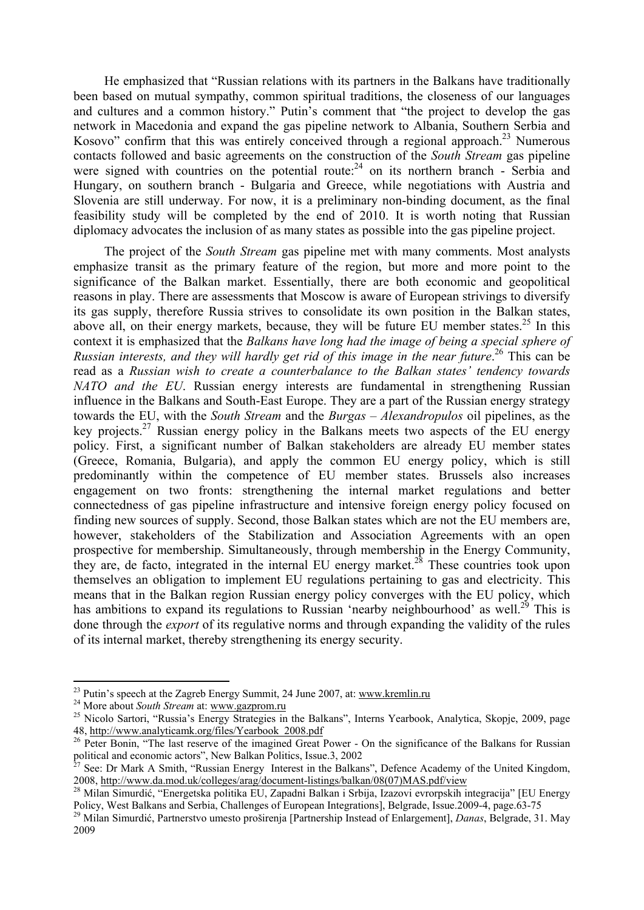He emphasized that "Russian relations with its partners in the Balkans have traditionally been based on mutual sympathy, common spiritual traditions, the closeness of our languages and cultures and a common history." Putin's comment that "the project to develop the gas network in Macedonia and expand the gas pipeline network to Albania, Southern Serbia and Kosovo" confirm that this was entirely conceived through a regional approach.[23] Numerous contacts followed and basic agreements on the construction of the *South Stream* gas pipeline were signed with countries on the potential route:[24] on its northern branch - Serbia and Hungary, on southern branch - Bulgaria and Greece, while negotiations with Austria and Slovenia are still underway. For now, it is a preliminary non-binding document, as the final feasibility study will be completed by the end of 2010. It is worth noting that Russian diplomacy advocates the inclusion of as many states as possible into the gas pipeline project.

The project of the *South Stream* gas pipeline met with many comments. Most analysts emphasize transit as the primary feature of the region, but more and more point to the significance of the Balkan market. Essentially, there are both economic and geopolitical reasons in play. There are assessments that Moscow is aware of European strivings to diversify its gas supply, therefore Russia strives to consolidate its own position in the Balkan states, above all, on their energy markets, because, they will be future EU member states.[25] In this context it is emphasized that the *Balkans have long had the image of being a special sphere of Russian interests, and they will hardly get rid of this image in the near future*.[26] This can be read as a *Russian wish to create a counterbalance to the Balkan states' tendency towards NATO and the EU*. Russian energy interests are fundamental in strengthening Russian influence in the Balkans and South-East Europe. They are a part of the Russian energy strategy towards the EU, with the *South Stream* and the *Burgas – Alexandropulos* oil pipelines, as the key projects.[27] Russian energy policy in the Balkans meets two aspects of the EU energy policy. First, a significant number of Balkan stakeholders are already EU member states (Greece, Romania, Bulgaria), and apply the common EU energy policy, which is still predominantly within the competence of EU member states. Brussels also increases engagement on two fronts: strengthening the internal market regulations and better connectedness of gas pipeline infrastructure and intensive foreign energy policy focused on finding new sources of supply. Second, those Balkan states which are not the EU members are, however, stakeholders of the Stabilization and Association Agreements with an open prospective for membership. Simultaneously, through membership in the Energy Community, they are, de facto, integrated in the internal EU energy market.[28] These countries took upon themselves an obligation to implement EU regulations pertaining to gas and electricity. This means that in the Balkan region Russian energy policy converges with the EU policy, which has ambitions to expand its regulations to Russian 'nearby neighbourhood' as well.[29] This is done through the *export* of its regulative norms and through expanding the validity of the rules of its internal market, thereby strengthening its energy security.

---

[23] Putin's speech at the Zagreb Energy Summit, 24 June 2007, at: www.kremlin.ru

[24] More about *South Stream* at: www.gazprom.ru

[25] Nicolo Sartori, "Russia's Energy Strategies in the Balkans", Interns Yearbook, Analytica, Skopje, 2009, page 48, http://www.analyticamk.org/files/Yearbook_2008.pdf

[26] Peter Bonin, "The last reserve of the imagined Great Power - On the significance of the Balkans for Russian political and economic actors", New Balkan Politics, Issue.3, 2002

[27] See: Dr Mark A Smith, "Russian Energy Interest in the Balkans", Defence Academy of the United Kingdom, 2008, http://www.da.mod.uk/colleges/arag/document-listings/balkan/08(07)MAS.pdf/view

[28] Milan Simurdić, "Energetska politika EU, Zapadni Balkan i Srbija, Izazovi evrorpskih integracija" [EU Energy Policy, West Balkans and Serbia, Challenges of European Integrations], Belgrade, Issue.2009-4, page.63-75

[29] Milan Simurdić, Partnerstvo umesto proširenja [Partnership Instead of Enlargement], *Danas*, Belgrade, 31. May 2009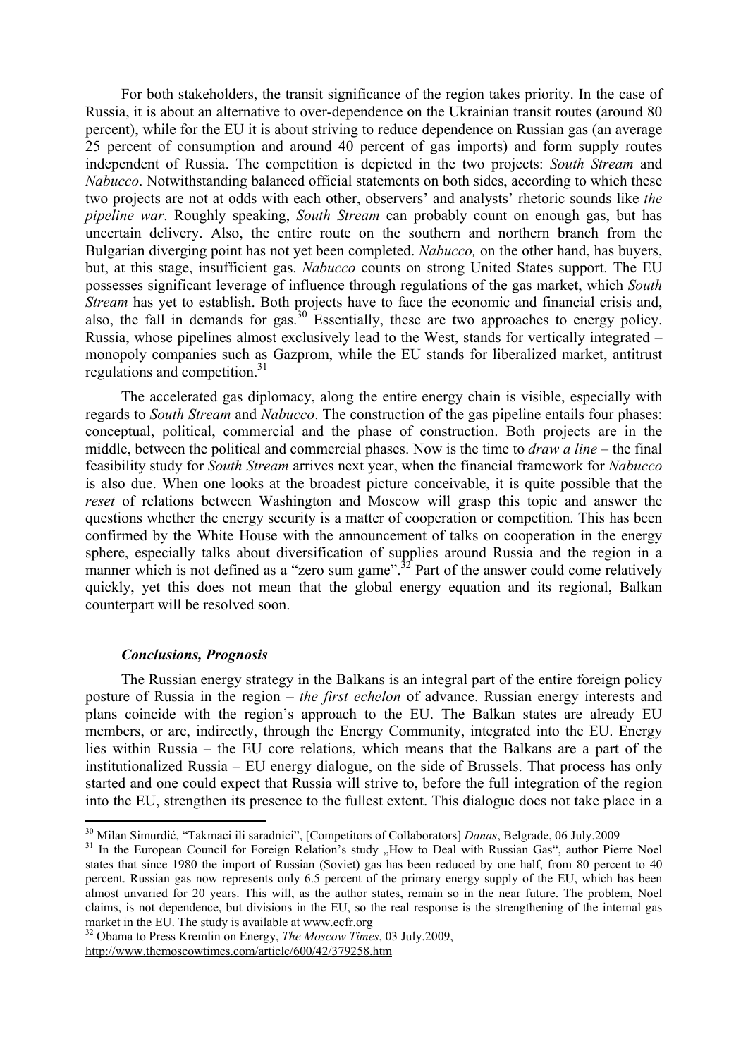For both stakeholders, the transit significance of the region takes priority. In the case of Russia, it is about an alternative to over-dependence on the Ukrainian transit routes (around 80 percent), while for the EU it is about striving to reduce dependence on Russian gas (an average 25 percent of consumption and around 40 percent of gas imports) and form supply routes independent of Russia. The competition is depicted in the two projects: *South Stream* and *Nabucco*. Notwithstanding balanced official statements on both sides, according to which these two projects are not at odds with each other, observers' and analysts' rhetoric sounds like *the pipeline war*. Roughly speaking, *South Stream* can probably count on enough gas, but has uncertain delivery. Also, the entire route on the southern and northern branch from the Bulgarian diverging point has not yet been completed. *Nabucco,* on the other hand, has buyers, but, at this stage, insufficient gas. *Nabucco* counts on strong United States support. The EU possesses significant leverage of influence through regulations of the gas market, which *South Stream* has yet to establish. Both projects have to face the economic and financial crisis and, also, the fall in demands for gas.[30] Essentially, these are two approaches to energy policy. Russia, whose pipelines almost exclusively lead to the West, stands for vertically integrated – monopoly companies such as Gazprom, while the EU stands for liberalized market, antitrust regulations and competition.[31]

The accelerated gas diplomacy, along the entire energy chain is visible, especially with regards to *South Stream* and *Nabucco*. The construction of the gas pipeline entails four phases: conceptual, political, commercial and the phase of construction. Both projects are in the middle, between the political and commercial phases. Now is the time to *draw a line* – the final feasibility study for *South Stream* arrives next year, when the financial framework for *Nabucco* is also due. When one looks at the broadest picture conceivable, it is quite possible that the *reset* of relations between Washington and Moscow will grasp this topic and answer the questions whether the energy security is a matter of cooperation or competition. This has been confirmed by the White House with the announcement of talks on cooperation in the energy sphere, especially talks about diversification of supplies around Russia and the region in a manner which is not defined as a "zero sum game".[32] Part of the answer could come relatively quickly, yet this does not mean that the global energy equation and its regional, Balkan counterpart will be resolved soon.

### *Conclusions, Prognosis*

The Russian energy strategy in the Balkans is an integral part of the entire foreign policy posture of Russia in the region – *the first echelon* of advance. Russian energy interests and plans coincide with the region's approach to the EU. The Balkan states are already EU members, or are, indirectly, through the Energy Community, integrated into the EU. Energy lies within Russia – the EU core relations, which means that the Balkans are a part of the institutionalized Russia – EU energy dialogue, on the side of Brussels. That process has only started and one could expect that Russia will strive to, before the full integration of the region into the EU, strengthen its presence to the fullest extent. This dialogue does not take place in a

---

[30] Milan Simurdić, "Takmaci ili saradnici", [Competitors of Collaborators] *Danas*, Belgrade, 06 July.2009

[31] In the European Council for Foreign Relation's study „How to Deal with Russian Gas", author Pierre Noel states that since 1980 the import of Russian (Soviet) gas has been reduced by one half, from 80 percent to 40 percent. Russian gas now represents only 6.5 percent of the primary energy supply of the EU, which has been almost unvaried for 20 years. This will, as the author states, remain so in the near future. The problem, Noel claims, is not dependence, but divisions in the EU, so the real response is the strengthening of the internal gas market in the EU. The study is available at www.ecfr.org

[32] Obama to Press Kremlin on Energy, *The Moscow Times*, 03 July.2009, http://www.themoscowtimes.com/article/600/42/379258.htm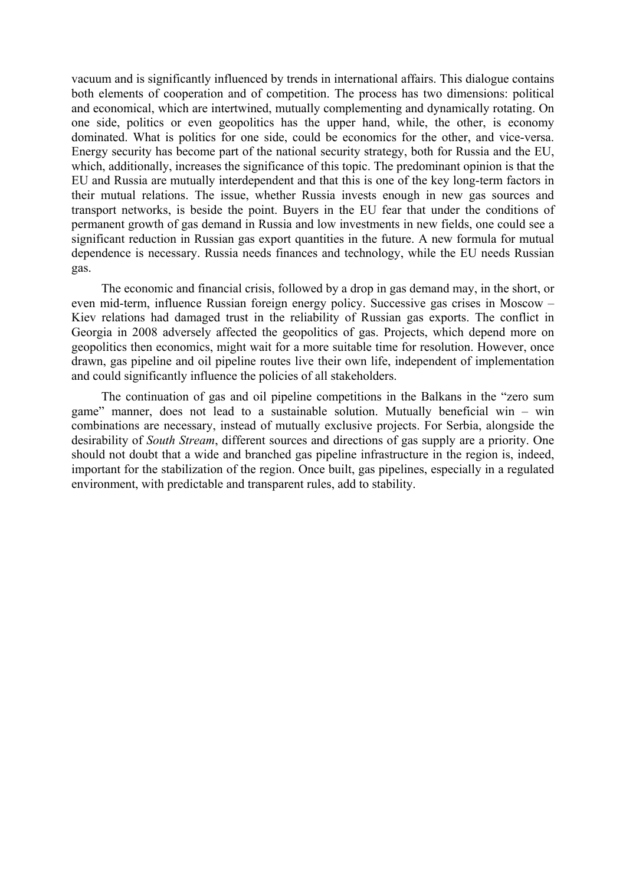vacuum and is significantly influenced by trends in international affairs. This dialogue contains both elements of cooperation and of competition. The process has two dimensions: political and economical, which are intertwined, mutually complementing and dynamically rotating. On one side, politics or even geopolitics has the upper hand, while, the other, is economy dominated. What is politics for one side, could be economics for the other, and vice-versa. Energy security has become part of the national security strategy, both for Russia and the EU, which, additionally, increases the significance of this topic. The predominant opinion is that the EU and Russia are mutually interdependent and that this is one of the key long-term factors in their mutual relations. The issue, whether Russia invests enough in new gas sources and transport networks, is beside the point. Buyers in the EU fear that under the conditions of permanent growth of gas demand in Russia and low investments in new fields, one could see a significant reduction in Russian gas export quantities in the future. A new formula for mutual dependence is necessary. Russia needs finances and technology, while the EU needs Russian gas.

The economic and financial crisis, followed by a drop in gas demand may, in the short, or even mid-term, influence Russian foreign energy policy. Successive gas crises in Moscow – Kiev relations had damaged trust in the reliability of Russian gas exports. The conflict in Georgia in 2008 adversely affected the geopolitics of gas. Projects, which depend more on geopolitics then economics, might wait for a more suitable time for resolution. However, once drawn, gas pipeline and oil pipeline routes live their own life, independent of implementation and could significantly influence the policies of all stakeholders.

The continuation of gas and oil pipeline competitions in the Balkans in the "zero sum game" manner, does not lead to a sustainable solution. Mutually beneficial win – win combinations are necessary, instead of mutually exclusive projects. For Serbia, alongside the desirability of *South Stream*, different sources and directions of gas supply are a priority. One should not doubt that a wide and branched gas pipeline infrastructure in the region is, indeed, important for the stabilization of the region. Once built, gas pipelines, especially in a regulated environment, with predictable and transparent rules, add to stability.